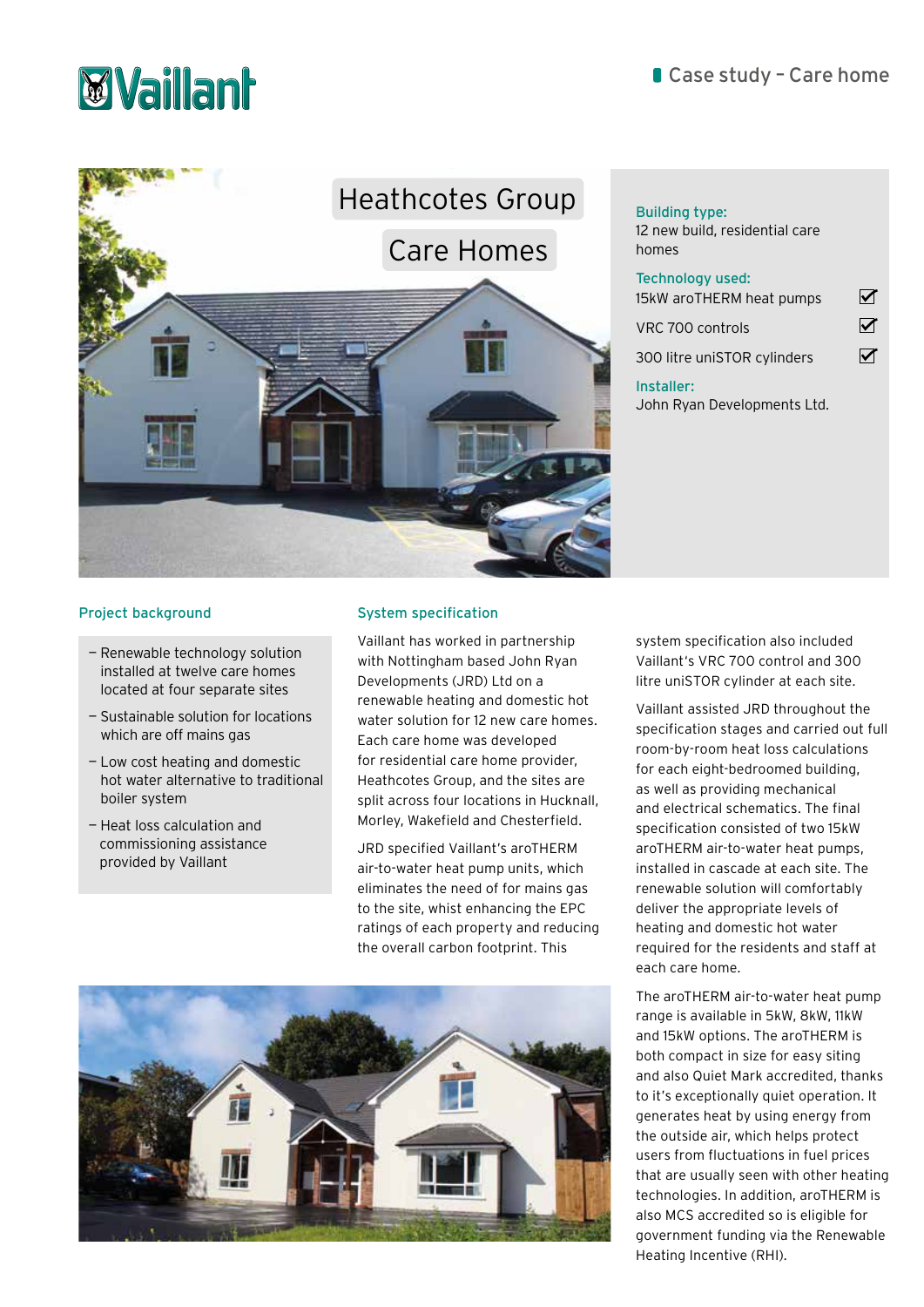Case study – Care home

# Heathcotes Group Care Homes

**Building type:**
12 new build, residential care homes

**Technology used:**
- 15kW aroTHERM heat pumps ☑
- VRC 700 controls ☑
- 300 litre uniSTOR cylinders ☑

**Installer:**
John Ryan Developments Ltd.

## Project background

- Renewable technology solution installed at twelve care homes located at four separate sites
- Sustainable solution for locations which are off mains gas
- Low cost heating and domestic hot water alternative to traditional boiler system
- Heat loss calculation and commissioning assistance provided by Vaillant

## System specification

Vaillant has worked in partnership with Nottingham based John Ryan Developments (JRD) Ltd on a renewable heating and domestic hot water solution for 12 new care homes. Each care home was developed for residential care home provider, Heathcotes Group, and the sites are split across four locations in Hucknall, Morley, Wakefield and Chesterfield.

JRD specified Vaillant's aroTHERM air-to-water heat pump units, which eliminates the need of for mains gas to the site, whist enhancing the EPC ratings of each property and reducing the overall carbon footprint. This system specification also included Vaillant's VRC 700 control and 300 litre uniSTOR cylinder at each site.

Vaillant assisted JRD throughout the specification stages and carried out full room-by-room heat loss calculations for each eight-bedroomed building, as well as providing mechanical and electrical schematics. The final specification consisted of two 15kW aroTHERM air-to-water heat pumps, installed in cascade at each site. The renewable solution will comfortably deliver the appropriate levels of heating and domestic hot water required for the residents and staff at each care home.

The aroTHERM air-to-water heat pump range is available in 5kW, 8kW, 11kW and 15kW options. The aroTHERM is both compact in size for easy siting and also Quiet Mark accredited, thanks to it's exceptionally quiet operation. It generates heat by using energy from the outside air, which helps protect users from fluctuations in fuel prices that are usually seen with other heating technologies. In addition, aroTHERM is also MCS accredited so is eligible for government funding via the Renewable Heating Incentive (RHI).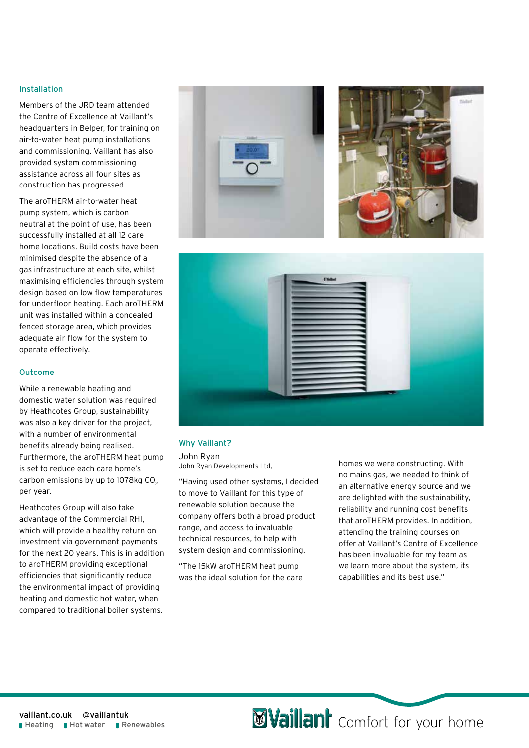## Installation

Members of the JRD team attended the Centre of Excellence at Vaillant's headquarters in Belper, for training on air-to-water heat pump installations and commissioning. Vaillant has also provided system commissioning assistance across all four sites as construction has progressed.

The aroTHERM air-to-water heat pump system, which is carbon neutral at the point of use, has been successfully installed at all 12 care home locations. Build costs have been minimised despite the absence of a gas infrastructure at each site, whilst maximising efficiencies through system design based on low flow temperatures for underfloor heating. Each aroTHERM unit was installed within a concealed fenced storage area, which provides adequate air flow for the system to operate effectively.

## Outcome

While a renewable heating and domestic water solution was required by Heathcotes Group, sustainability was also a key driver for the project, with a number of environmental benefits already being realised. Furthermore, the aroTHERM heat pump is set to reduce each care home's carbon emissions by up to 1078kg $CO_2$ per year.

Heathcotes Group will also take advantage of the Commercial RHI, which will provide a healthy return on investment via government payments for the next 20 years. This is in addition to aroTHERM providing exceptional efficiencies that significantly reduce the environmental impact of providing heating and domestic hot water, when compared to traditional boiler systems.

## Why Vaillant?

John Ryan
John Ryan Developments Ltd,

"Having used other systems, I decided to move to Vaillant for this type of renewable solution because the company offers both a broad product range, and access to invaluable technical resources, to help with system design and commissioning.

"The 15kW aroTHERM heat pump was the ideal solution for the care homes we were constructing. With no mains gas, we needed to think of an alternative energy source and we are delighted with the sustainability, reliability and running cost benefits that aroTHERM provides. In addition, attending the training courses on offer at Vaillant's Centre of Excellence has been invaluable for my team as we learn more about the system, its capabilities and its best use."

vaillant.co.uk @vaillantuk
Heating Hot water Renewables

Vaillant Comfort for your home